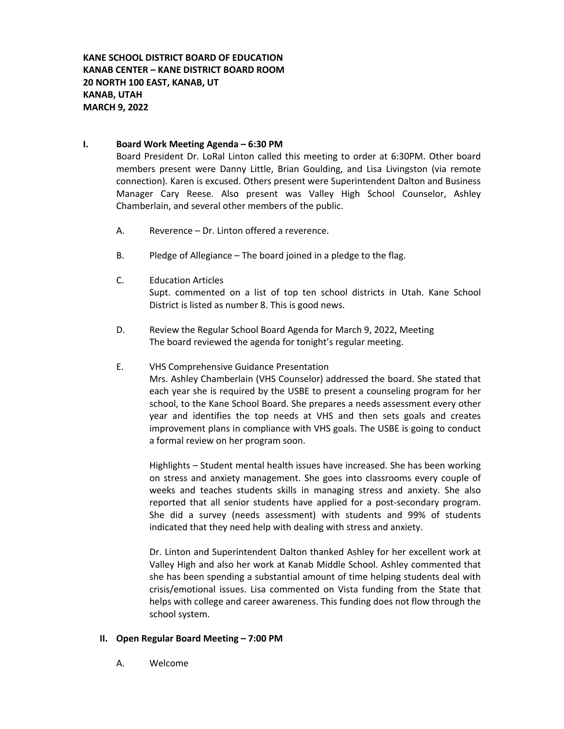**KANE SCHOOL DISTRICT BOARD OF EDUCATION**
**KANAB CENTER – KANE DISTRICT BOARD ROOM**
**20 NORTH 100 EAST, KANAB, UT**
**KANAB, UTAH**
**MARCH 9, 2022**

## I. Board Work Meeting Agenda – 6:30 PM

Board President Dr. LoRal Linton called this meeting to order at 6:30PM. Other board members present were Danny Little, Brian Goulding, and Lisa Livingston (via remote connection). Karen is excused. Others present were Superintendent Dalton and Business Manager Cary Reese. Also present was Valley High School Counselor, Ashley Chamberlain, and several other members of the public.

A. Reverence – Dr. Linton offered a reverence.

B. Pledge of Allegiance – The board joined in a pledge to the flag.

C. Education Articles
Supt. commented on a list of top ten school districts in Utah. Kane School District is listed as number 8. This is good news.

D. Review the Regular School Board Agenda for March 9, 2022, Meeting
The board reviewed the agenda for tonight's regular meeting.

E. VHS Comprehensive Guidance Presentation
Mrs. Ashley Chamberlain (VHS Counselor) addressed the board. She stated that each year she is required by the USBE to present a counseling program for her school, to the Kane School Board. She prepares a needs assessment every other year and identifies the top needs at VHS and then sets goals and creates improvement plans in compliance with VHS goals. The USBE is going to conduct a formal review on her program soon.

Highlights – Student mental health issues have increased. She has been working on stress and anxiety management. She goes into classrooms every couple of weeks and teaches students skills in managing stress and anxiety. She also reported that all senior students have applied for a post-secondary program. She did a survey (needs assessment) with students and 99% of students indicated that they need help with dealing with stress and anxiety.

Dr. Linton and Superintendent Dalton thanked Ashley for her excellent work at Valley High and also her work at Kanab Middle School. Ashley commented that she has been spending a substantial amount of time helping students deal with crisis/emotional issues. Lisa commented on Vista funding from the State that helps with college and career awareness. This funding does not flow through the school system.

## II. Open Regular Board Meeting – 7:00 PM

A. Welcome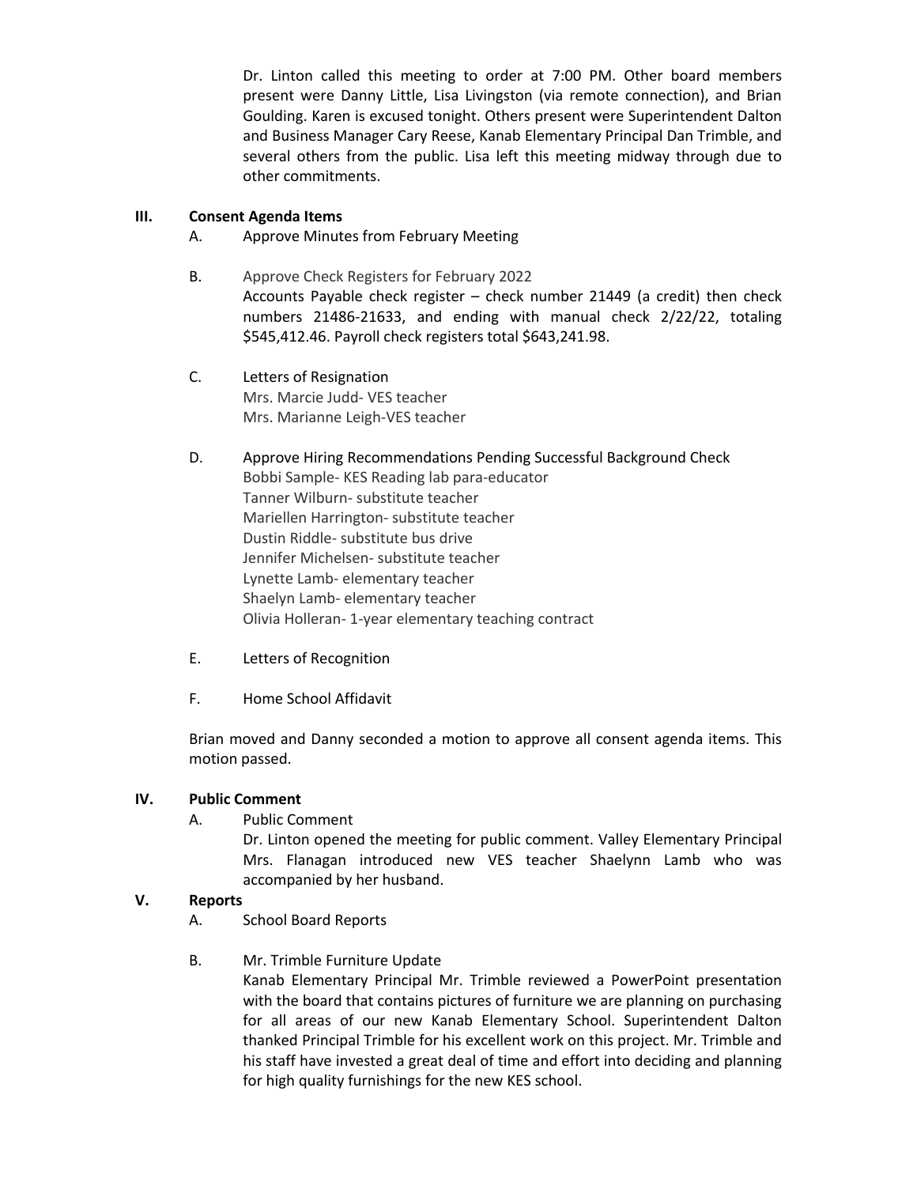Dr. Linton called this meeting to order at 7:00 PM. Other board members present were Danny Little, Lisa Livingston (via remote connection), and Brian Goulding. Karen is excused tonight. Others present were Superintendent Dalton and Business Manager Cary Reese, Kanab Elementary Principal Dan Trimble, and several others from the public. Lisa left this meeting midway through due to other commitments.

## III. Consent Agenda Items

A. Approve Minutes from February Meeting

B. Approve Check Registers for February 2022
Accounts Payable check register – check number 21449 (a credit) then check numbers 21486-21633, and ending with manual check 2/22/22, totaling $545,412.46. Payroll check registers total $643,241.98.

C. Letters of Resignation
Mrs. Marcie Judd- VES teacher
Mrs. Marianne Leigh-VES teacher

D. Approve Hiring Recommendations Pending Successful Background Check
Bobbi Sample- KES Reading lab para-educator
Tanner Wilburn- substitute teacher
Mariellen Harrington- substitute teacher
Dustin Riddle- substitute bus drive
Jennifer Michelsen- substitute teacher
Lynette Lamb- elementary teacher
Shaelyn Lamb- elementary teacher
Olivia Holleran- 1-year elementary teaching contract

E. Letters of Recognition

F. Home School Affidavit

Brian moved and Danny seconded a motion to approve all consent agenda items. This motion passed.

## IV. Public Comment

A. Public Comment
Dr. Linton opened the meeting for public comment. Valley Elementary Principal Mrs. Flanagan introduced new VES teacher Shaelynn Lamb who was accompanied by her husband.

## V. Reports

A. School Board Reports

B. Mr. Trimble Furniture Update
Kanab Elementary Principal Mr. Trimble reviewed a PowerPoint presentation with the board that contains pictures of furniture we are planning on purchasing for all areas of our new Kanab Elementary School. Superintendent Dalton thanked Principal Trimble for his excellent work on this project. Mr. Trimble and his staff have invested a great deal of time and effort into deciding and planning for high quality furnishings for the new KES school.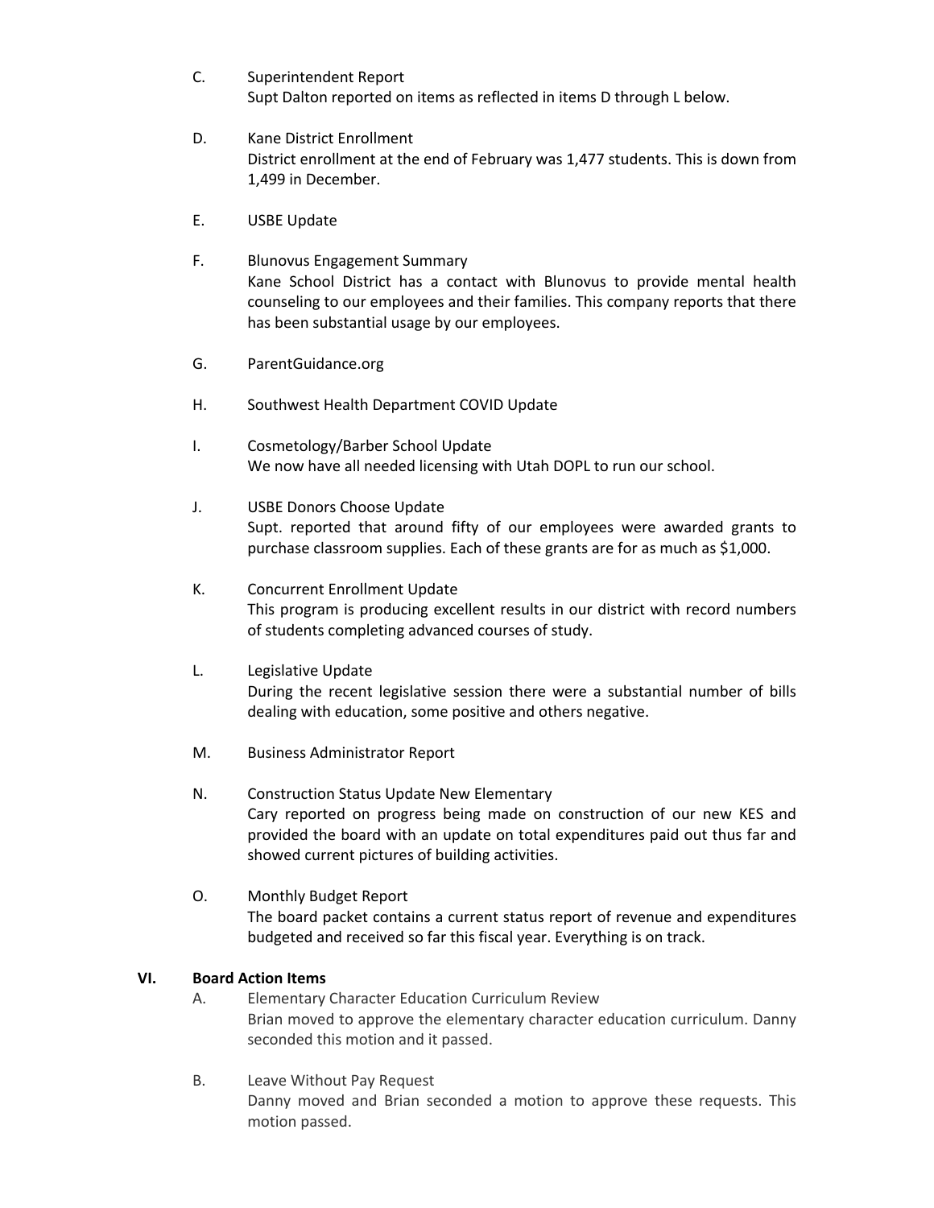C. Superintendent Report
Supt Dalton reported on items as reflected in items D through L below.

D. Kane District Enrollment
District enrollment at the end of February was 1,477 students. This is down from 1,499 in December.

E. USBE Update

F. Blunovus Engagement Summary
Kane School District has a contact with Blunovus to provide mental health counseling to our employees and their families. This company reports that there has been substantial usage by our employees.

G. ParentGuidance.org

H. Southwest Health Department COVID Update

I. Cosmetology/Barber School Update
We now have all needed licensing with Utah DOPL to run our school.

J. USBE Donors Choose Update
Supt. reported that around fifty of our employees were awarded grants to purchase classroom supplies. Each of these grants are for as much as $1,000.

K. Concurrent Enrollment Update
This program is producing excellent results in our district with record numbers of students completing advanced courses of study.

L. Legislative Update
During the recent legislative session there were a substantial number of bills dealing with education, some positive and others negative.

M. Business Administrator Report

N. Construction Status Update New Elementary
Cary reported on progress being made on construction of our new KES and provided the board with an update on total expenditures paid out thus far and showed current pictures of building activities.

O. Monthly Budget Report
The board packet contains a current status report of revenue and expenditures budgeted and received so far this fiscal year. Everything is on track.

## VI. Board Action Items

A. Elementary Character Education Curriculum Review
Brian moved to approve the elementary character education curriculum. Danny seconded this motion and it passed.

B. Leave Without Pay Request
Danny moved and Brian seconded a motion to approve these requests. This motion passed.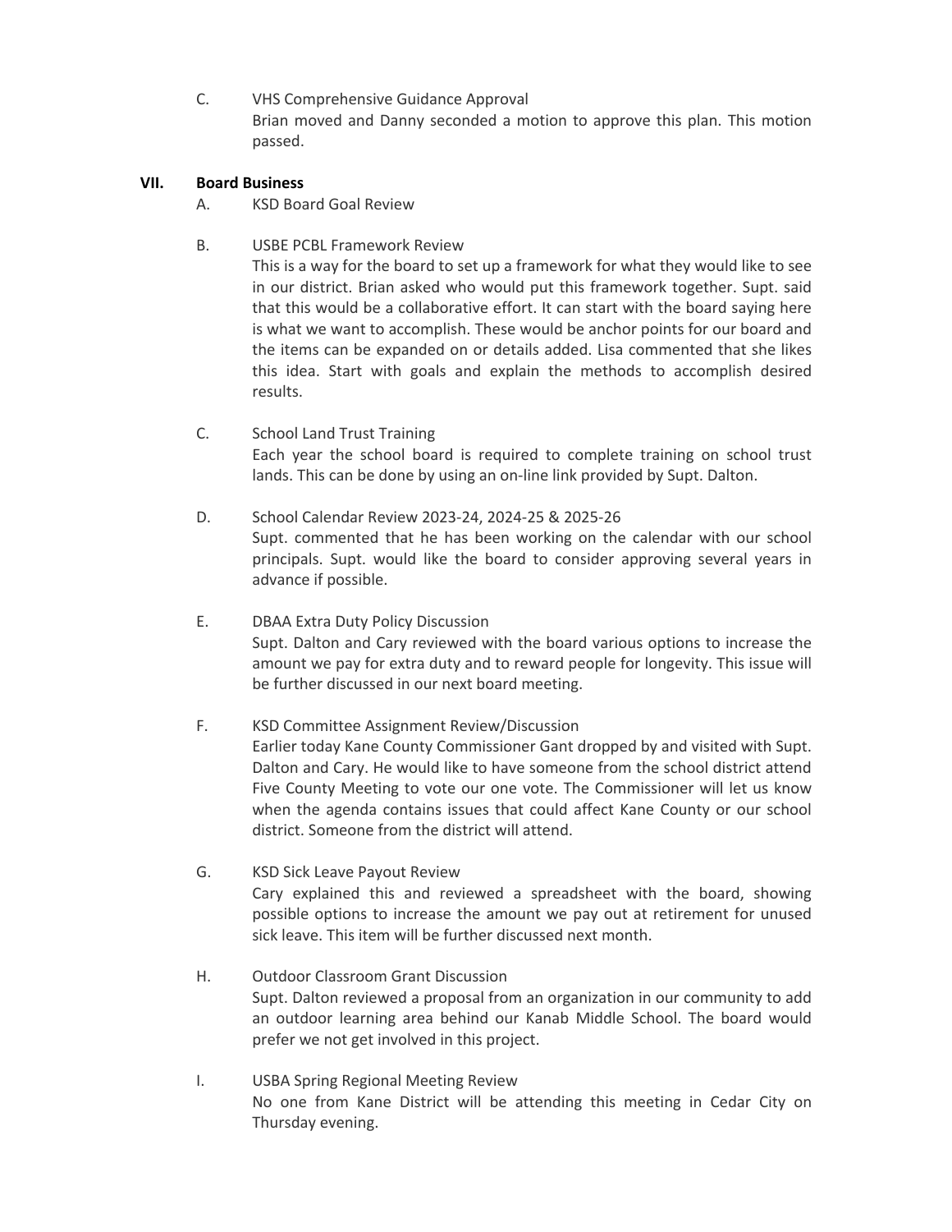C. VHS Comprehensive Guidance Approval

Brian moved and Danny seconded a motion to approve this plan. This motion passed.

## VII. Board Business

A. KSD Board Goal Review

B. USBE PCBL Framework Review

This is a way for the board to set up a framework for what they would like to see in our district. Brian asked who would put this framework together. Supt. said that this would be a collaborative effort. It can start with the board saying here is what we want to accomplish. These would be anchor points for our board and the items can be expanded on or details added. Lisa commented that she likes this idea. Start with goals and explain the methods to accomplish desired results.

C. School Land Trust Training

Each year the school board is required to complete training on school trust lands. This can be done by using an on-line link provided by Supt. Dalton.

D. School Calendar Review 2023-24, 2024-25 & 2025-26

Supt. commented that he has been working on the calendar with our school principals. Supt. would like the board to consider approving several years in advance if possible.

E. DBAA Extra Duty Policy Discussion

Supt. Dalton and Cary reviewed with the board various options to increase the amount we pay for extra duty and to reward people for longevity. This issue will be further discussed in our next board meeting.

F. KSD Committee Assignment Review/Discussion

Earlier today Kane County Commissioner Gant dropped by and visited with Supt. Dalton and Cary. He would like to have someone from the school district attend Five County Meeting to vote our one vote. The Commissioner will let us know when the agenda contains issues that could affect Kane County or our school district. Someone from the district will attend.

G. KSD Sick Leave Payout Review

Cary explained this and reviewed a spreadsheet with the board, showing possible options to increase the amount we pay out at retirement for unused sick leave. This item will be further discussed next month.

H. Outdoor Classroom Grant Discussion

Supt. Dalton reviewed a proposal from an organization in our community to add an outdoor learning area behind our Kanab Middle School. The board would prefer we not get involved in this project.

I. USBA Spring Regional Meeting Review

No one from Kane District will be attending this meeting in Cedar City on Thursday evening.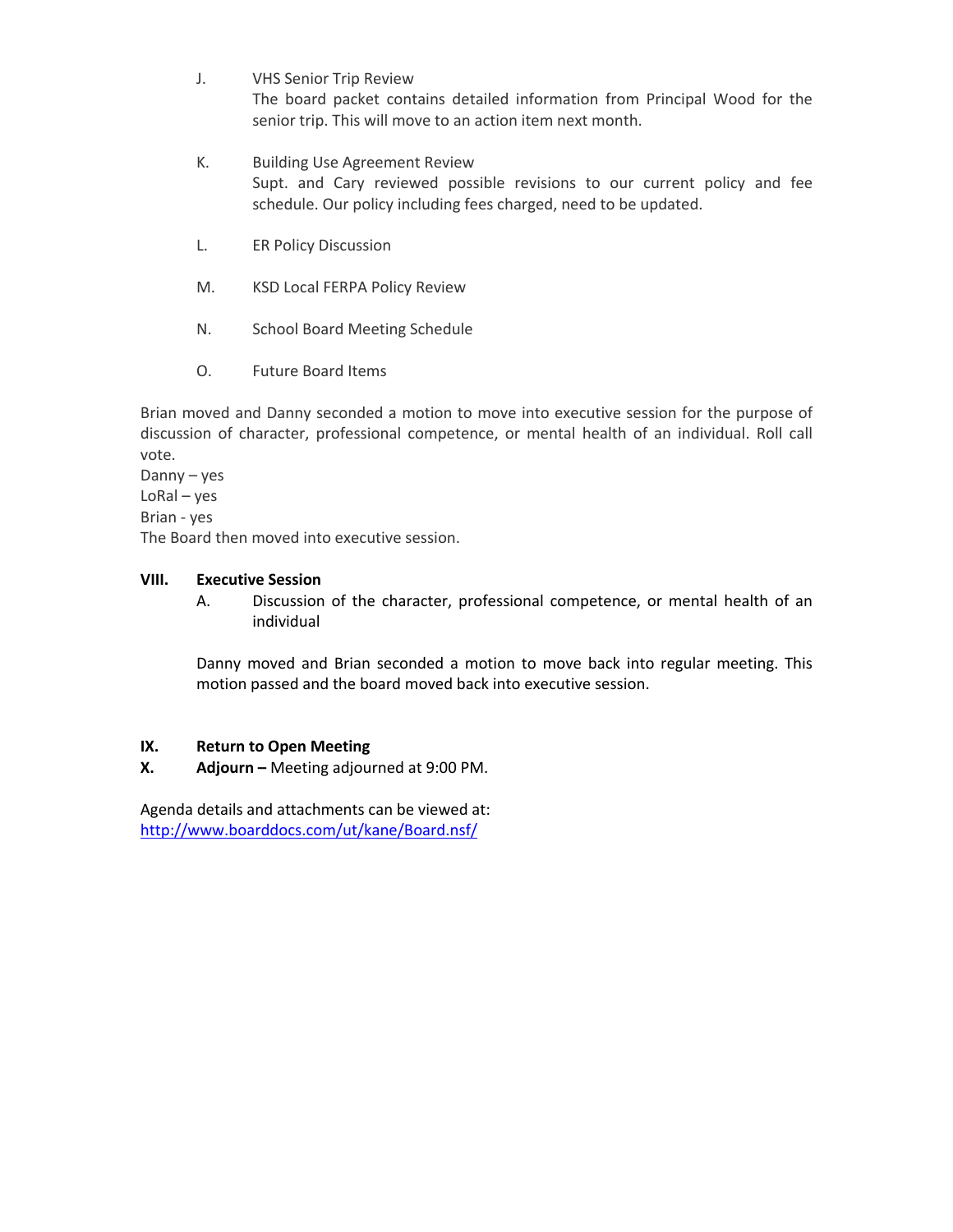J. VHS Senior Trip Review

The board packet contains detailed information from Principal Wood for the senior trip. This will move to an action item next month.

K. Building Use Agreement Review

Supt. and Cary reviewed possible revisions to our current policy and fee schedule. Our policy including fees charged, need to be updated.

L. ER Policy Discussion

M. KSD Local FERPA Policy Review

N. School Board Meeting Schedule

O. Future Board Items

Brian moved and Danny seconded a motion to move into executive session for the purpose of discussion of character, professional competence, or mental health of an individual. Roll call vote.

Danny – yes
LoRal – yes
Brian - yes
The Board then moved into executive session.

**VIII. Executive Session**

A. Discussion of the character, professional competence, or mental health of an individual

Danny moved and Brian seconded a motion to move back into regular meeting. This motion passed and the board moved back into executive session.

**IX. Return to Open Meeting**

**X. Adjourn –** Meeting adjourned at 9:00 PM.

Agenda details and attachments can be viewed at:
http://www.boarddocs.com/ut/kane/Board.nsf/